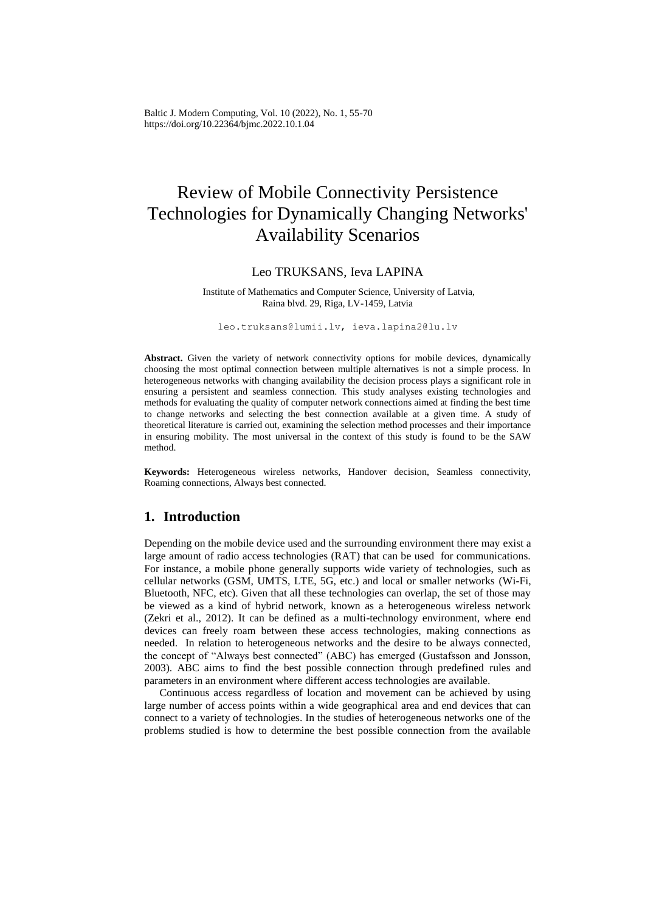# Review of Mobile Connectivity Persistence Technologies for Dynamically Changing Networks' Availability Scenarios

Leo TRUKSANS, Ieva LAPINA

Institute of Mathematics and Computer Science, University of Latvia, Raina blvd. 29, Riga, LV-1459, Latvia

leo.truksans@lumii.lv, ieva.lapina2@lu.lv

**Abstract.** Given the variety of network connectivity options for mobile devices, dynamically choosing the most optimal connection between multiple alternatives is not a simple process. In heterogeneous networks with changing availability the decision process plays a significant role in ensuring a persistent and seamless connection. This study analyses existing technologies and methods for evaluating the quality of computer network connections aimed at finding the best time to change networks and selecting the best connection available at a given time. A study of theoretical literature is carried out, examining the selection method processes and their importance in ensuring mobility. The most universal in the context of this study is found to be the SAW method.

**Keywords:** Heterogeneous wireless networks, Handover decision, Seamless connectivity, Roaming connections, Always best connected.

## 1. Introduction

Depending on the mobile device used and the surrounding environment there may exist a large amount of radio access technologies (RAT) that can be used for communications. For instance, a mobile phone generally supports wide variety of technologies, such as cellular networks (GSM, UMTS, LTE, 5G, etc.) and local or smaller networks (Wi-Fi, Bluetooth, NFC, etc). Given that all these technologies can overlap, the set of those may be viewed as a kind of hybrid network, known as a heterogeneous wireless network (Zekri et al., 2012). It can be defined as a multi-technology environment, where end devices can freely roam between these access technologies, making connections as needed. In relation to heterogeneous networks and the desire to be always connected, the concept of "Always best connected" (ABC) has emerged (Gustafsson and Jonsson, 2003). ABC aims to find the best possible connection through predefined rules and parameters in an environment where different access technologies are available.

Continuous access regardless of location and movement can be achieved by using large number of access points within a wide geographical area and end devices that can connect to a variety of technologies. In the studies of heterogeneous networks one of the problems studied is how to determine the best possible connection from the available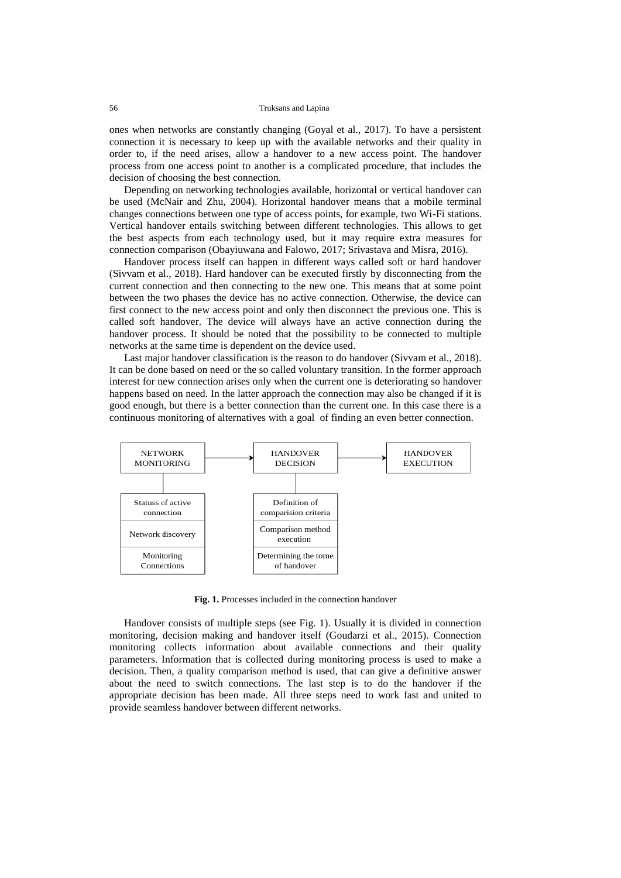ones when networks are constantly changing (Goyal et al., 2017). To have a persistent connection it is necessary to keep up with the available networks and their quality in order to, if the need arises, allow a handover to a new access point. The handover process from one access point to another is a complicated procedure, that includes the decision of choosing the best connection.

Depending on networking technologies available, horizontal or vertical handover can be used (McNair and Zhu, 2004). Horizontal handover means that a mobile terminal changes connections between one type of access points, for example, two Wi-Fi stations. Vertical handover entails switching between different technologies. This allows to get the best aspects from each technology used, but it may require extra measures for connection comparison (Obayiuwana and Falowo, 2017; Srivastava and Misra, 2016).

Handover process itself can happen in different ways called soft or hard handover (Sivvam et al., 2018). Hard handover can be executed firstly by disconnecting from the current connection and then connecting to the new one. This means that at some point between the two phases the device has no active connection. Otherwise, the device can first connect to the new access point and only then disconnect the previous one. This is called soft handover. The device will always have an active connection during the handover process. It should be noted that the possibility to be connected to multiple networks at the same time is dependent on the device used.

Last major handover classification is the reason to do handover (Sivvam et al., 2018). It can be done based on need or the so called voluntary transition. In the former approach interest for new connection arises only when the current one is deteriorating so handover happens based on need. In the latter approach the connection may also be changed if it is good enough, but there is a better connection than the current one. In this case there is a continuous monitoring of alternatives with a goal of finding an even better connection.

| NETWORK MONITORING | → | HANDOVER DECISION | → | HANDOVER EXECUTION |
|---|---|---|---|---|
| Statuss of active connection | | Definition of comparision criteria | | |
| Network discovery | | Comparison method execution | | |
| Monitoring Connections | | Determining the tome of handover | | |

**Fig. 1.** Processes included in the connection handover

Handover consists of multiple steps (see Fig. 1). Usually it is divided in connection monitoring, decision making and handover itself (Goudarzi et al., 2015). Connection monitoring collects information about available connections and their quality parameters. Information that is collected during monitoring process is used to make a decision. Then, a quality comparison method is used, that can give a definitive answer about the need to switch connections. The last step is to do the handover if the appropriate decision has been made. All three steps need to work fast and united to provide seamless handover between different networks.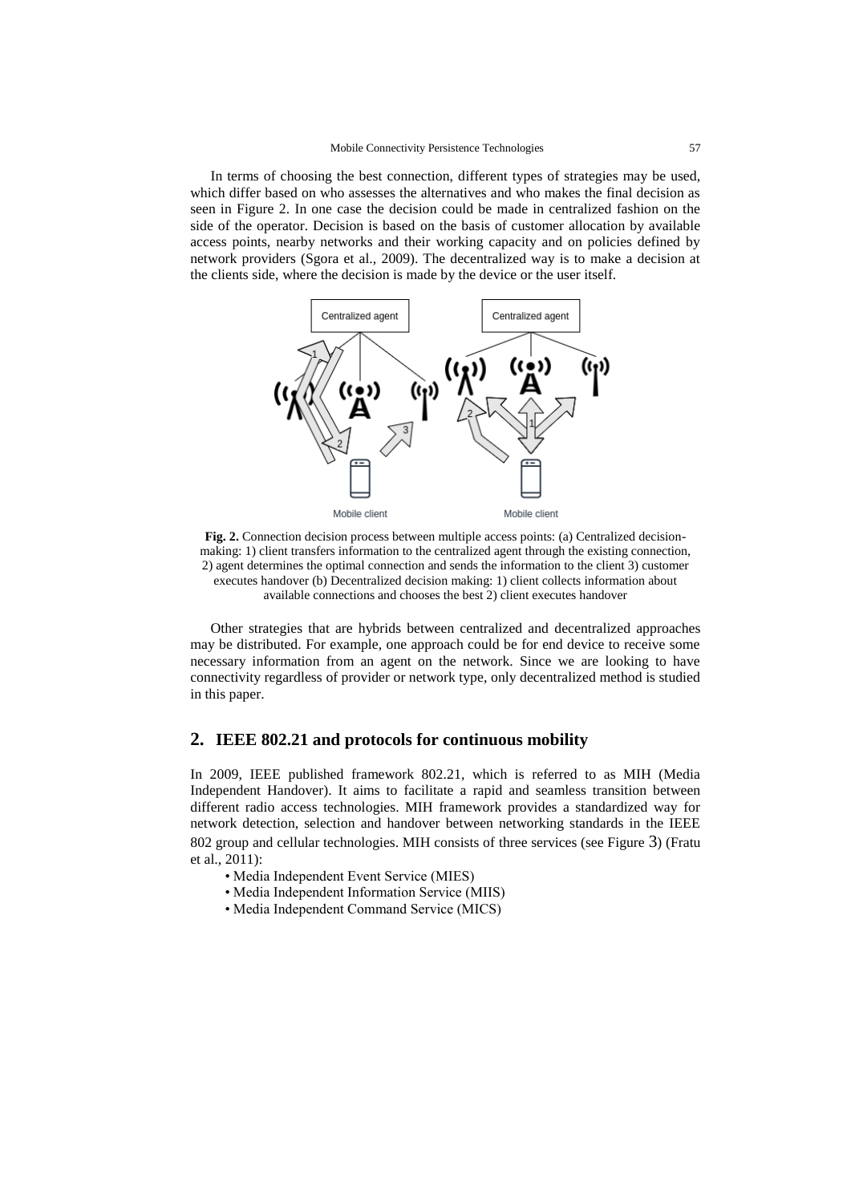In terms of choosing the best connection, different types of strategies may be used, which differ based on who assesses the alternatives and who makes the final decision as seen in Figure 2. In one case the decision could be made in centralized fashion on the side of the operator. Decision is based on the basis of customer allocation by available access points, nearby networks and their working capacity and on policies defined by network providers (Sgora et al., 2009). The decentralized way is to make a decision at the clients side, where the decision is made by the device or the user itself.

**Fig. 2.** Connection decision process between multiple access points: (a) Centralized decision-making: 1) client transfers information to the centralized agent through the existing connection, 2) agent determines the optimal connection and sends the information to the client 3) customer executes handover (b) Decentralized decision making: 1) client collects information about available connections and chooses the best 2) client executes handover

Other strategies that are hybrids between centralized and decentralized approaches may be distributed. For example, one approach could be for end device to receive some necessary information from an agent on the network. Since we are looking to have connectivity regardless of provider or network type, only decentralized method is studied in this paper.

## 2. IEEE 802.21 and protocols for continuous mobility

In 2009, IEEE published framework 802.21, which is referred to as MIH (Media Independent Handover). It aims to facilitate a rapid and seamless transition between different radio access technologies. MIH framework provides a standardized way for network detection, selection and handover between networking standards in the IEEE 802 group and cellular technologies. MIH consists of three services (see Figure 3) (Fratu et al., 2011):

- Media Independent Event Service (MIES)
- Media Independent Information Service (MIIS)
- Media Independent Command Service (MICS)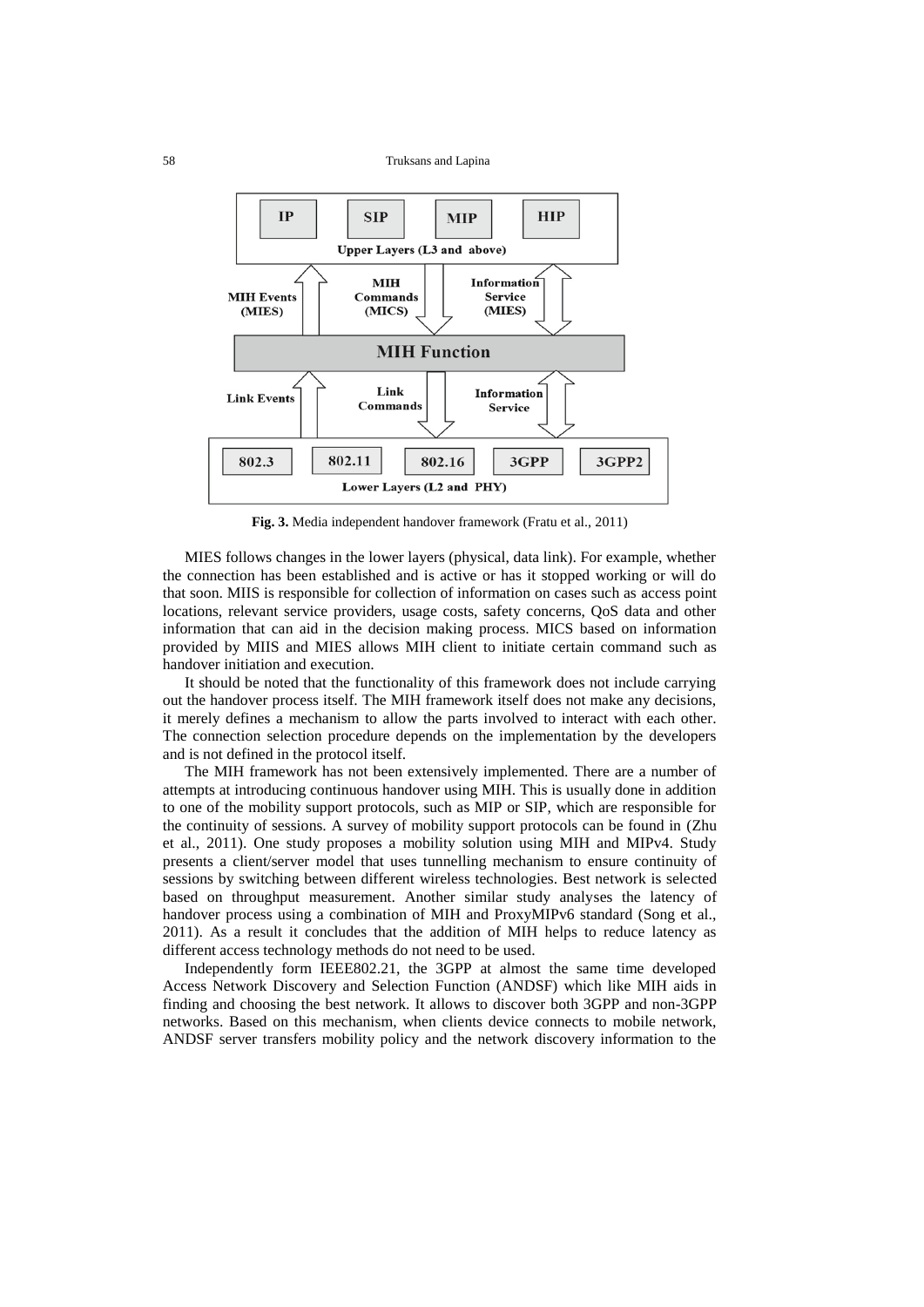**Fig. 3.** Media independent handover framework (Fratu et al., 2011)

MIES follows changes in the lower layers (physical, data link). For example, whether the connection has been established and is active or has it stopped working or will do that soon. MIIS is responsible for collection of information on cases such as access point locations, relevant service providers, usage costs, safety concerns, QoS data and other information that can aid in the decision making process. MICS based on information provided by MIIS and MIES allows MIH client to initiate certain command such as handover initiation and execution.

It should be noted that the functionality of this framework does not include carrying out the handover process itself. The MIH framework itself does not make any decisions, it merely defines a mechanism to allow the parts involved to interact with each other. The connection selection procedure depends on the implementation by the developers and is not defined in the protocol itself.

The MIH framework has not been extensively implemented. There are a number of attempts at introducing continuous handover using MIH. This is usually done in addition to one of the mobility support protocols, such as MIP or SIP, which are responsible for the continuity of sessions. A survey of mobility support protocols can be found in (Zhu et al., 2011). One study proposes a mobility solution using MIH and MIPv4. Study presents a client/server model that uses tunnelling mechanism to ensure continuity of sessions by switching between different wireless technologies. Best network is selected based on throughput measurement. Another similar study analyses the latency of handover process using a combination of MIH and ProxyMIPv6 standard (Song et al., 2011). As a result it concludes that the addition of MIH helps to reduce latency as different access technology methods do not need to be used.

Independently form IEEE802.21, the 3GPP at almost the same time developed Access Network Discovery and Selection Function (ANDSF) which like MIH aids in finding and choosing the best network. It allows to discover both 3GPP and non-3GPP networks. Based on this mechanism, when clients device connects to mobile network, ANDSF server transfers mobility policy and the network discovery information to the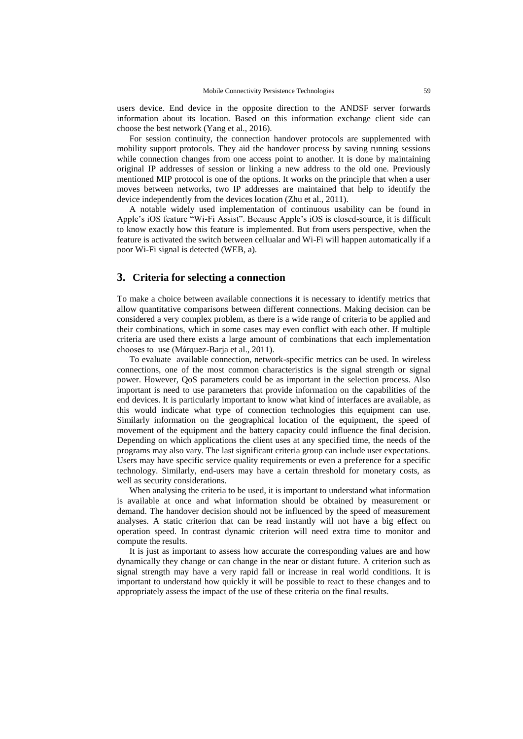users device. End device in the opposite direction to the ANDSF server forwards information about its location. Based on this information exchange client side can choose the best network (Yang et al., 2016).

For session continuity, the connection handover protocols are supplemented with mobility support protocols. They aid the handover process by saving running sessions while connection changes from one access point to another. It is done by maintaining original IP addresses of session or linking a new address to the old one. Previously mentioned MIP protocol is one of the options. It works on the principle that when a user moves between networks, two IP addresses are maintained that help to identify the device independently from the devices location (Zhu et al., 2011).

A notable widely used implementation of continuous usability can be found in Apple's iOS feature "Wi-Fi Assist". Because Apple's iOS is closed-source, it is difficult to know exactly how this feature is implemented. But from users perspective, when the feature is activated the switch between cellualar and Wi-Fi will happen automatically if a poor Wi-Fi signal is detected (WEB, a).

## 3. Criteria for selecting a connection

To make a choice between available connections it is necessary to identify metrics that allow quantitative comparisons between different connections. Making decision can be considered a very complex problem, as there is a wide range of criteria to be applied and their combinations, which in some cases may even conflict with each other. If multiple criteria are used there exists a large amount of combinations that each implementation chooses to use (Márquez-Barja et al., 2011).

To evaluate available connection, network-specific metrics can be used. In wireless connections, one of the most common characteristics is the signal strength or signal power. However, QoS parameters could be as important in the selection process. Also important is need to use parameters that provide information on the capabilities of the end devices. It is particularly important to know what kind of interfaces are available, as this would indicate what type of connection technologies this equipment can use. Similarly information on the geographical location of the equipment, the speed of movement of the equipment and the battery capacity could influence the final decision. Depending on which applications the client uses at any specified time, the needs of the programs may also vary. The last significant criteria group can include user expectations. Users may have specific service quality requirements or even a preference for a specific technology. Similarly, end-users may have a certain threshold for monetary costs, as well as security considerations.

When analysing the criteria to be used, it is important to understand what information is available at once and what information should be obtained by measurement or demand. The handover decision should not be influenced by the speed of measurement analyses. A static criterion that can be read instantly will not have a big effect on operation speed. In contrast dynamic criterion will need extra time to monitor and compute the results.

It is just as important to assess how accurate the corresponding values are and how dynamically they change or can change in the near or distant future. A criterion such as signal strength may have a very rapid fall or increase in real world conditions. It is important to understand how quickly it will be possible to react to these changes and to appropriately assess the impact of the use of these criteria on the final results.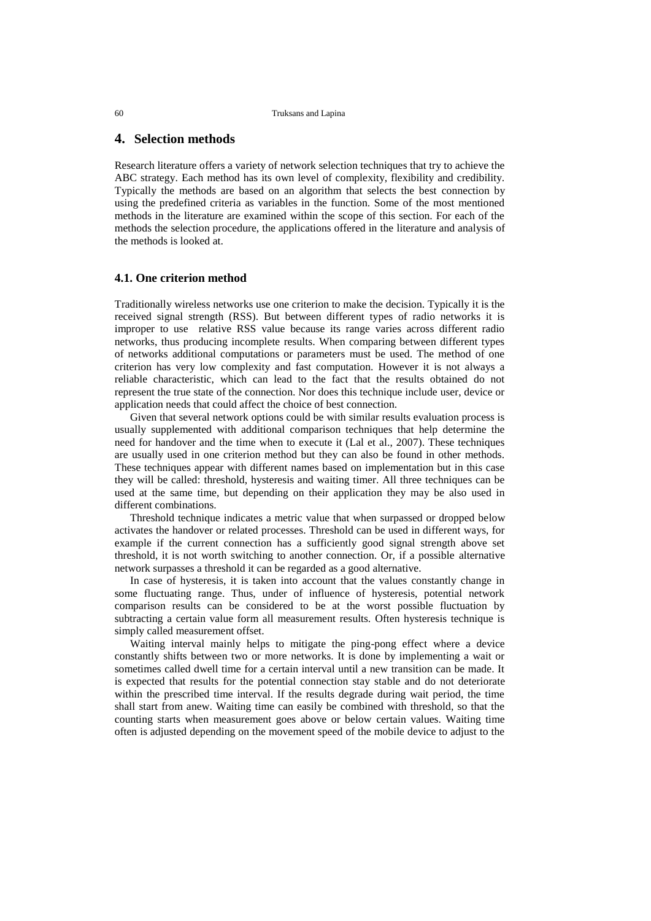## 4. Selection methods

Research literature offers a variety of network selection techniques that try to achieve the ABC strategy. Each method has its own level of complexity, flexibility and credibility. Typically the methods are based on an algorithm that selects the best connection by using the predefined criteria as variables in the function. Some of the most mentioned methods in the literature are examined within the scope of this section. For each of the methods the selection procedure, the applications offered in the literature and analysis of the methods is looked at.

### 4.1. One criterion method

Traditionally wireless networks use one criterion to make the decision. Typically it is the received signal strength (RSS). But between different types of radio networks it is improper to use relative RSS value because its range varies across different radio networks, thus producing incomplete results. When comparing between different types of networks additional computations or parameters must be used. The method of one criterion has very low complexity and fast computation. However it is not always a reliable characteristic, which can lead to the fact that the results obtained do not represent the true state of the connection. Nor does this technique include user, device or application needs that could affect the choice of best connection.

Given that several network options could be with similar results evaluation process is usually supplemented with additional comparison techniques that help determine the need for handover and the time when to execute it (Lal et al., 2007). These techniques are usually used in one criterion method but they can also be found in other methods. These techniques appear with different names based on implementation but in this case they will be called: threshold, hysteresis and waiting timer. All three techniques can be used at the same time, but depending on their application they may be also used in different combinations.

Threshold technique indicates a metric value that when surpassed or dropped below activates the handover or related processes. Threshold can be used in different ways, for example if the current connection has a sufficiently good signal strength above set threshold, it is not worth switching to another connection. Or, if a possible alternative network surpasses a threshold it can be regarded as a good alternative.

In case of hysteresis, it is taken into account that the values constantly change in some fluctuating range. Thus, under of influence of hysteresis, potential network comparison results can be considered to be at the worst possible fluctuation by subtracting a certain value form all measurement results. Often hysteresis technique is simply called measurement offset.

Waiting interval mainly helps to mitigate the ping-pong effect where a device constantly shifts between two or more networks. It is done by implementing a wait or sometimes called dwell time for a certain interval until a new transition can be made. It is expected that results for the potential connection stay stable and do not deteriorate within the prescribed time interval. If the results degrade during wait period, the time shall start from anew. Waiting time can easily be combined with threshold, so that the counting starts when measurement goes above or below certain values. Waiting time often is adjusted depending on the movement speed of the mobile device to adjust to the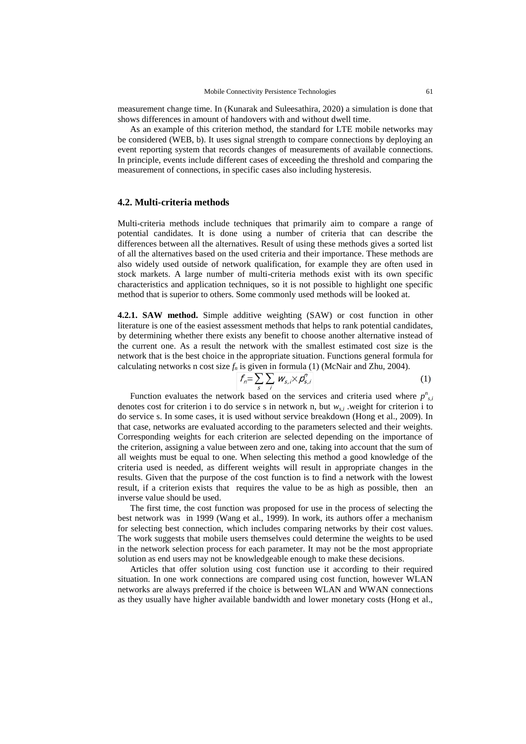measurement change time. In (Kunarak and Suleesathira, 2020) a simulation is done that shows differences in amount of handovers with and without dwell time.

As an example of this criterion method, the standard for LTE mobile networks may be considered (WEB, b). It uses signal strength to compare connections by deploying an event reporting system that records changes of measurements of available connections. In principle, events include different cases of exceeding the threshold and comparing the measurement of connections, in specific cases also including hysteresis.

### 4.2. Multi-criteria methods

Multi-criteria methods include techniques that primarily aim to compare a range of potential candidates. It is done using a number of criteria that can describe the differences between all the alternatives. Result of using these methods gives a sorted list of all the alternatives based on the used criteria and their importance. These methods are also widely used outside of network qualification, for example they are often used in stock markets. A large number of multi-criteria methods exist with its own specific characteristics and application techniques, so it is not possible to highlight one specific method that is superior to others. Some commonly used methods will be looked at.

**4.2.1. SAW method.** Simple additive weighting (SAW) or cost function in other literature is one of the easiest assessment methods that helps to rank potential candidates, by determining whether there exists any benefit to choose another alternative instead of the current one. As a result the network with the smallest estimated cost size is the network that is the best choice in the appropriate situation. Functions general formula for calculating networks n cost size $f_n$ is given in formula (1) (McNair and Zhu, 2004).

$$f_n = \sum_{s} \sum_{i} w_{s,i} \times p^n_{s,i} \tag{1}$$

Function evaluates the network based on the services and criteria used where $p^n_{s,i}$ denotes cost for criterion i to do service s in network n, but $w_{s,i}$ .weight for criterion i to do service s. In some cases, it is used without service breakdown (Hong et al., 2009). In that case, networks are evaluated according to the parameters selected and their weights. Corresponding weights for each criterion are selected depending on the importance of the criterion, assigning a value between zero and one, taking into account that the sum of all weights must be equal to one. When selecting this method a good knowledge of the criteria used is needed, as different weights will result in appropriate changes in the results. Given that the purpose of the cost function is to find a network with the lowest result, if a criterion exists that requires the value to be as high as possible, then an inverse value should be used.

The first time, the cost function was proposed for use in the process of selecting the best network was in 1999 (Wang et al., 1999). In work, its authors offer a mechanism for selecting best connection, which includes comparing networks by their cost values. The work suggests that mobile users themselves could determine the weights to be used in the network selection process for each parameter. It may not be the most appropriate solution as end users may not be knowledgeable enough to make these decisions.

Articles that offer solution using cost function use it according to their required situation. In one work connections are compared using cost function, however WLAN networks are always preferred if the choice is between WLAN and WWAN connections as they usually have higher available bandwidth and lower monetary costs (Hong et al.,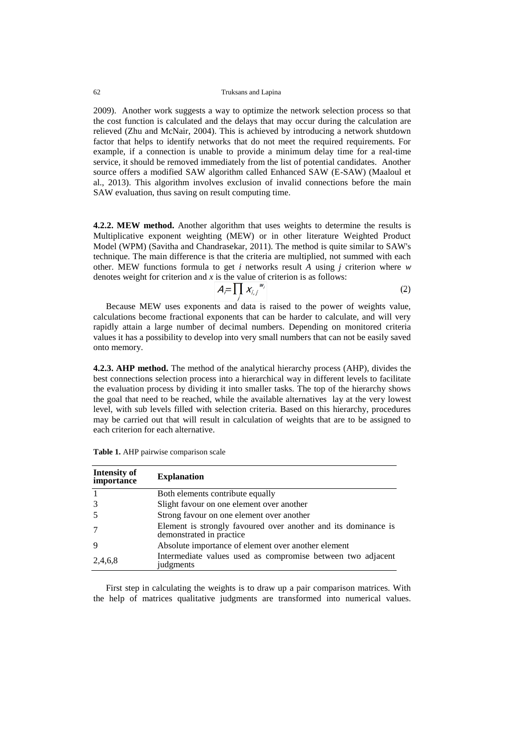2009). Another work suggests a way to optimize the network selection process so that the cost function is calculated and the delays that may occur during the calculation are relieved (Zhu and McNair, 2004). This is achieved by introducing a network shutdown factor that helps to identify networks that do not meet the required requirements. For example, if a connection is unable to provide a minimum delay time for a real-time service, it should be removed immediately from the list of potential candidates. Another source offers a modified SAW algorithm called Enhanced SAW (E-SAW) (Maaloul et al., 2013). This algorithm involves exclusion of invalid connections before the main SAW evaluation, thus saving on result computing time.

**4.2.2. MEW method.** Another algorithm that uses weights to determine the results is Multiplicative exponent weighting (MEW) or in other literature Weighted Product Model (WPM) (Savitha and Chandrasekar, 2011). The method is quite similar to SAW's technique. The main difference is that the criteria are multiplied, not summed with each other. MEW functions formula to get *i* networks result *A* using *j* criterion where *w* denotes weight for criterion and *x* is the value of criterion is as follows:

$$A_i = \prod_j x_{i,j}^{w_j} \tag{2}$$

Because MEW uses exponents and data is raised to the power of weights value, calculations become fractional exponents that can be harder to calculate, and will very rapidly attain a large number of decimal numbers. Depending on monitored criteria values it has a possibility to develop into very small numbers that can not be easily saved onto memory.

**4.2.3. AHP method.** The method of the analytical hierarchy process (AHP), divides the best connections selection process into a hierarchical way in different levels to facilitate the evaluation process by dividing it into smaller tasks. The top of the hierarchy shows the goal that need to be reached, while the available alternatives lay at the very lowest level, with sub levels filled with selection criteria. Based on this hierarchy, procedures may be carried out that will result in calculation of weights that are to be assigned to each criterion for each alternative.

**Table 1.** AHP pairwise comparison scale

| Intensity of importance | Explanation |
|---|---|
| 1 | Both elements contribute equally |
| 3 | Slight favour on one element over another |
| 5 | Strong favour on one element over another |
| 7 | Element is strongly favoured over another and its dominance is demonstrated in practice |
| 9 | Absolute importance of element over another element |
| 2,4,6,8 | Intermediate values used as compromise between two adjacent judgments |

First step in calculating the weights is to draw up a pair comparison matrices. With the help of matrices qualitative judgments are transformed into numerical values.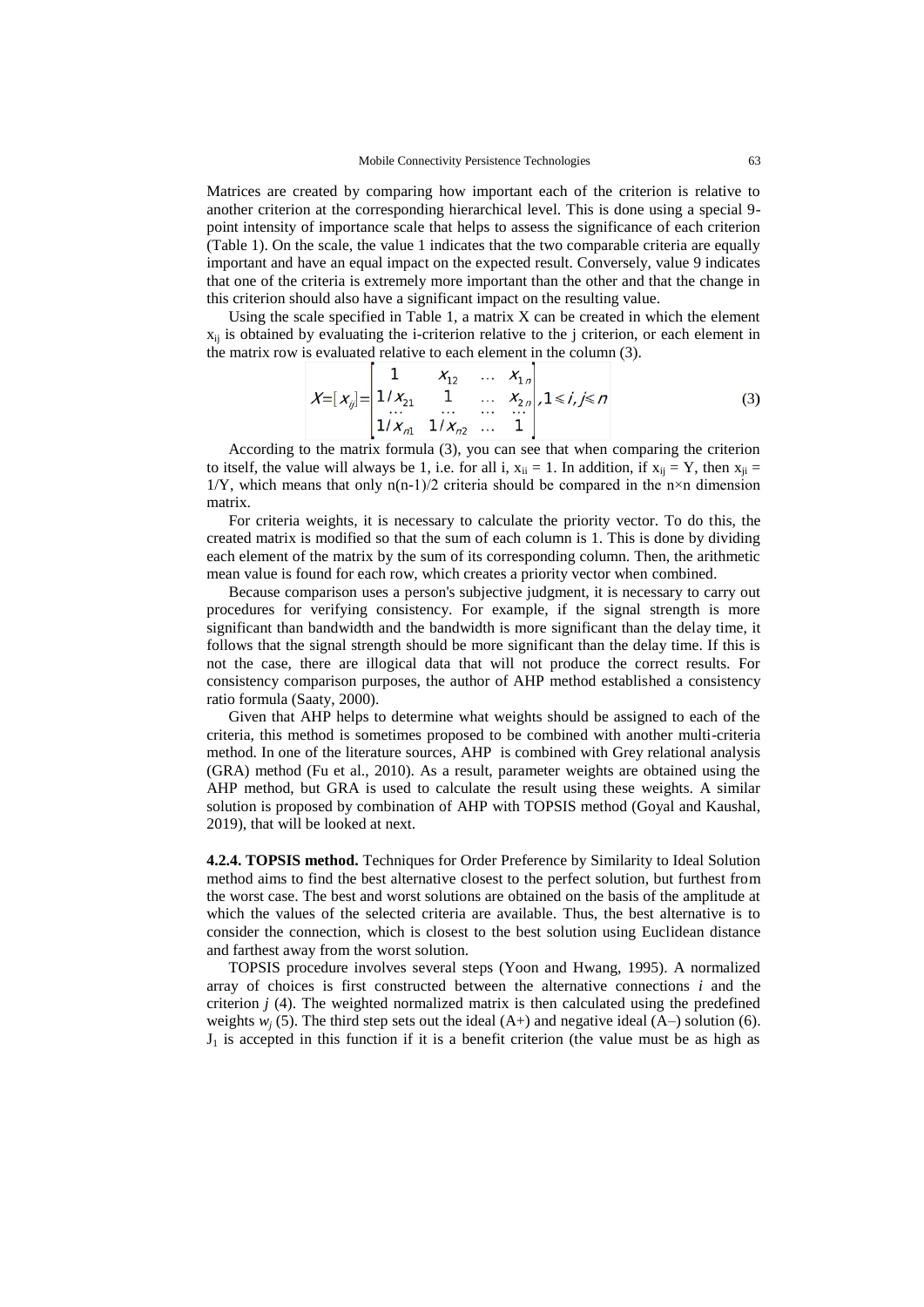Matrices are created by comparing how important each of the criterion is relative to another criterion at the corresponding hierarchical level. This is done using a special 9-point intensity of importance scale that helps to assess the significance of each criterion (Table 1). On the scale, the value 1 indicates that the two comparable criteria are equally important and have an equal impact on the expected result. Conversely, value 9 indicates that one of the criteria is extremely more important than the other and that the change in this criterion should also have a significant impact on the resulting value.

Using the scale specified in Table 1, a matrix X can be created in which the element $x_{ij}$ is obtained by evaluating the i-criterion relative to the j criterion, or each element in the matrix row is evaluated relative to each element in the column (3).

$$X = [x_{ij}] = \begin{bmatrix} 1 & x_{12} & \dots & x_{1n} \\ 1/x_{21} & 1 & \dots & x_{2n} \\ \dots & \dots & \dots & \dots \\ 1/x_{n1} & 1/x_{n2} & \dots & 1 \end{bmatrix}, 1 \leq i, j \leq n \tag{3}$$

According to the matrix formula (3), you can see that when comparing the criterion to itself, the value will always be 1, i.e. for all i, $x_{ii} = 1$. In addition, if $x_{ij} = Y$, then $x_{ji} = 1/Y$, which means that only $n(n-1)/2$ criteria should be compared in the $n \times n$ dimension matrix.

For criteria weights, it is necessary to calculate the priority vector. To do this, the created matrix is modified so that the sum of each column is 1. This is done by dividing each element of the matrix by the sum of its corresponding column. Then, the arithmetic mean value is found for each row, which creates a priority vector when combined.

Because comparison uses a person's subjective judgment, it is necessary to carry out procedures for verifying consistency. For example, if the signal strength is more significant than bandwidth and the bandwidth is more significant than the delay time, it follows that the signal strength should be more significant than the delay time. If this is not the case, there are illogical data that will not produce the correct results. For consistency comparison purposes, the author of AHP method established a consistency ratio formula (Saaty, 2000).

Given that AHP helps to determine what weights should be assigned to each of the criteria, this method is sometimes proposed to be combined with another multi-criteria method. In one of the literature sources, AHP is combined with Grey relational analysis (GRA) method (Fu et al., 2010). As a result, parameter weights are obtained using the AHP method, but GRA is used to calculate the result using these weights. A similar solution is proposed by combination of AHP with TOPSIS method (Goyal and Kaushal, 2019), that will be looked at next.

**4.2.4. TOPSIS method.** Techniques for Order Preference by Similarity to Ideal Solution method aims to find the best alternative closest to the perfect solution, but furthest from the worst case. The best and worst solutions are obtained on the basis of the amplitude at which the values of the selected criteria are available. Thus, the best alternative is to consider the connection, which is closest to the best solution using Euclidean distance and farthest away from the worst solution.

TOPSIS procedure involves several steps (Yoon and Hwang, 1995). A normalized array of choices is first constructed between the alternative connections *i* and the criterion *j* (4). The weighted normalized matrix is then calculated using the predefined weights $w_j$ (5). The third step sets out the ideal (A+) and negative ideal (A–) solution (6). $J_1$ is accepted in this function if it is a benefit criterion (the value must be as high as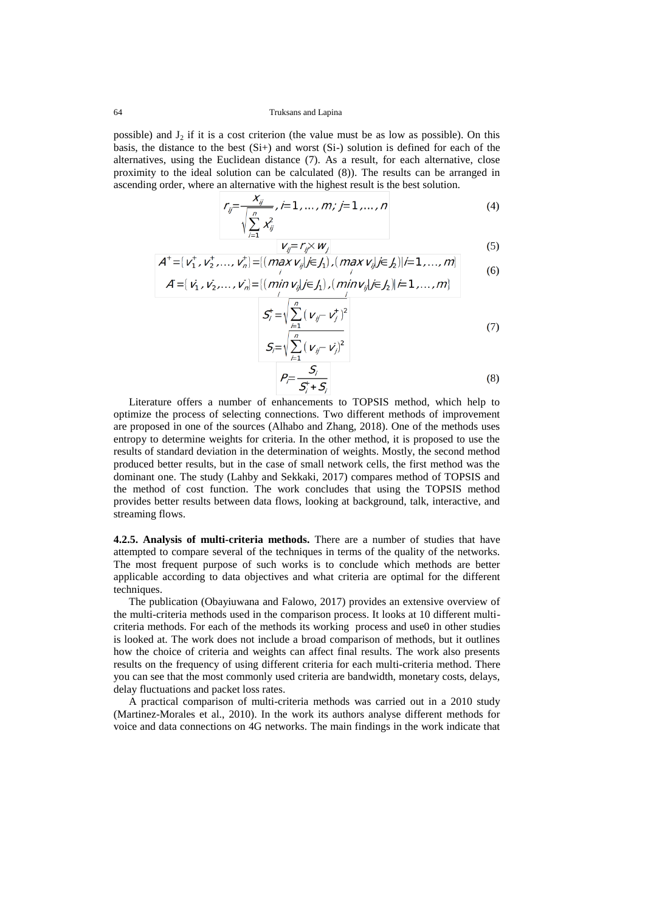possible) and $J_2$ if it is a cost criterion (the value must be as low as possible). On this basis, the distance to the best (Si+) and worst (Si-) solution is defined for each of the alternatives, using the Euclidean distance (7). As a result, for each alternative, close proximity to the ideal solution can be calculated (8)). The results can be arranged in ascending order, where an alternative with the highest result is the best solution.

$$r_{ij} = \frac{x_{ij}}{\sqrt{\sum_{i=1}^{n} x_{ij}^2}}, i=1,\ldots,m; j=1,\ldots,n \tag{4}$$

$$v_{ij} = r_{ij} \times w_j \tag{5}$$

$$A^{+} = \{v_1^{+}, v_2^{+}, \ldots, v_n^{+}\} = \{(\max_i v_{ij} | j \in J_1), (\max_i v_{ij} | j \in J_2) | i=1,\ldots,m\}$$
$$A^{-} = \{v_1^{-}, v_2^{-}, \ldots, v_n^{-}\} = \{(\min_i v_{ij} | j \in J_1), (\min_i v_{ij} | j \in J_2) | i=1,\ldots,m\} \tag{6}$$

$$S_i^{+} = \sqrt{\sum_{i=1}^{n} (v_{ij} - v_j^{+})^2}$$
$$S_i^{-} = \sqrt{\sum_{i=1}^{n} (v_{ij} - v_j^{-})^2} \tag{7}$$

$$P_i = \frac{S_i^{-}}{S_i^{+} + S_i^{-}} \tag{8}$$

Literature offers a number of enhancements to TOPSIS method, which help to optimize the process of selecting connections. Two different methods of improvement are proposed in one of the sources (Alhabo and Zhang, 2018). One of the methods uses entropy to determine weights for criteria. In the other method, it is proposed to use the results of standard deviation in the determination of weights. Mostly, the second method produced better results, but in the case of small network cells, the first method was the dominant one. The study (Lahby and Sekkaki, 2017) compares method of TOPSIS and the method of cost function. The work concludes that using the TOPSIS method provides better results between data flows, looking at background, talk, interactive, and streaming flows.

**4.2.5. Analysis of multi-criteria methods.** There are a number of studies that have attempted to compare several of the techniques in terms of the quality of the networks. The most frequent purpose of such works is to conclude which methods are better applicable according to data objectives and what criteria are optimal for the different techniques.

The publication (Obayiuwana and Falowo, 2017) provides an extensive overview of the multi-criteria methods used in the comparison process. It looks at 10 different multi-criteria methods. For each of the methods its working process and use0 in other studies is looked at. The work does not include a broad comparison of methods, but it outlines how the choice of criteria and weights can affect final results. The work also presents results on the frequency of using different criteria for each multi-criteria method. There you can see that the most commonly used criteria are bandwidth, monetary costs, delays, delay fluctuations and packet loss rates.

A practical comparison of multi-criteria methods was carried out in a 2010 study (Martinez-Morales et al., 2010). In the work its authors analyse different methods for voice and data connections on 4G networks. The main findings in the work indicate that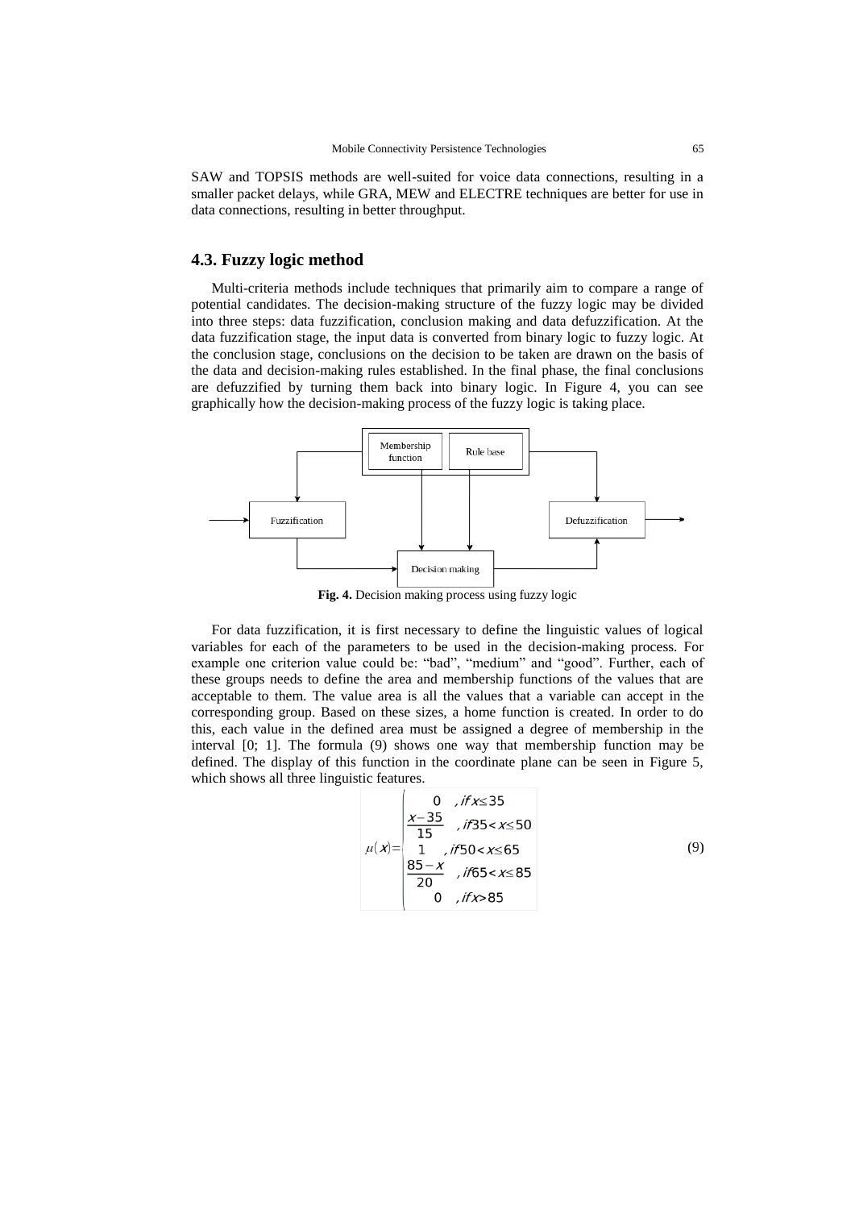SAW and TOPSIS methods are well-suited for voice data connections, resulting in a smaller packet delays, while GRA, MEW and ELECTRE techniques are better for use in data connections, resulting in better throughput.

## 4.3. Fuzzy logic method

Multi-criteria methods include techniques that primarily aim to compare a range of potential candidates. The decision-making structure of the fuzzy logic may be divided into three steps: data fuzzification, conclusion making and data defuzzification. At the data fuzzification stage, the input data is converted from binary logic to fuzzy logic. At the conclusion stage, conclusions on the decision to be taken are drawn on the basis of the data and decision-making rules established. In the final phase, the final conclusions are defuzzified by turning them back into binary logic. In Figure 4, you can see graphically how the decision-making process of the fuzzy logic is taking place.

Membership function | Rule base | Fuzzification | Defuzzification | Decision making

**Fig. 4.** Decision making process using fuzzy logic

For data fuzzification, it is first necessary to define the linguistic values of logical variables for each of the parameters to be used in the decision-making process. For example one criterion value could be: "bad", "medium" and "good". Further, each of these groups needs to define the area and membership functions of the values that are acceptable to them. The value area is all the values that a variable can accept in the corresponding group. Based on these sizes, a home function is created. In order to do this, each value in the defined area must be assigned a degree of membership in the interval [0; 1]. The formula (9) shows one way that membership function may be defined. The display of this function in the coordinate plane can be seen in Figure 5, which shows all three linguistic features.

$$\mu(x) = \begin{cases} 0 & , if\, x \leq 35 \\ \dfrac{x-35}{15} & , if\, 35 < x \leq 50 \\ 1 & , if\, 50 < x \leq 65 \\ \dfrac{85-x}{20} & , if\, 65 < x \leq 85 \\ 0 & , if\, x > 85 \end{cases} \tag{9}$$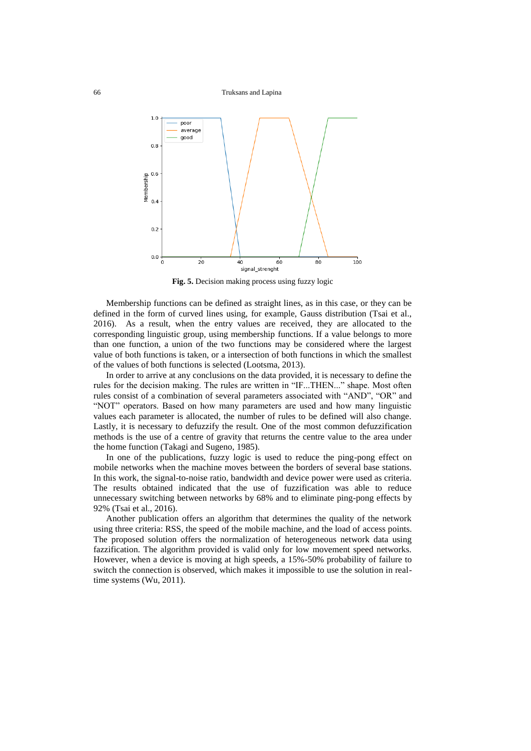**Fig. 5.** Decision making process using fuzzy logic

Membership functions can be defined as straight lines, as in this case, or they can be defined in the form of curved lines using, for example, Gauss distribution (Tsai et al., 2016). As a result, when the entry values are received, they are allocated to the corresponding linguistic group, using membership functions. If a value belongs to more than one function, a union of the two functions may be considered where the largest value of both functions is taken, or a intersection of both functions in which the smallest of the values of both functions is selected (Lootsma, 2013).

In order to arrive at any conclusions on the data provided, it is necessary to define the rules for the decision making. The rules are written in "IF...THEN..." shape. Most often rules consist of a combination of several parameters associated with "AND", "OR" and "NOT" operators. Based on how many parameters are used and how many linguistic values each parameter is allocated, the number of rules to be defined will also change. Lastly, it is necessary to defuzzify the result. One of the most common defuzzification methods is the use of a centre of gravity that returns the centre value to the area under the home function (Takagi and Sugeno, 1985).

In one of the publications, fuzzy logic is used to reduce the ping-pong effect on mobile networks when the machine moves between the borders of several base stations. In this work, the signal-to-noise ratio, bandwidth and device power were used as criteria. The results obtained indicated that the use of fuzzification was able to reduce unnecessary switching between networks by 68% and to eliminate ping-pong effects by 92% (Tsai et al., 2016).

Another publication offers an algorithm that determines the quality of the network using three criteria: RSS, the speed of the mobile machine, and the load of access points. The proposed solution offers the normalization of heterogeneous network data using fazzification. The algorithm provided is valid only for low movement speed networks. However, when a device is moving at high speeds, a 15%-50% probability of failure to switch the connection is observed, which makes it impossible to use the solution in real-time systems (Wu, 2011).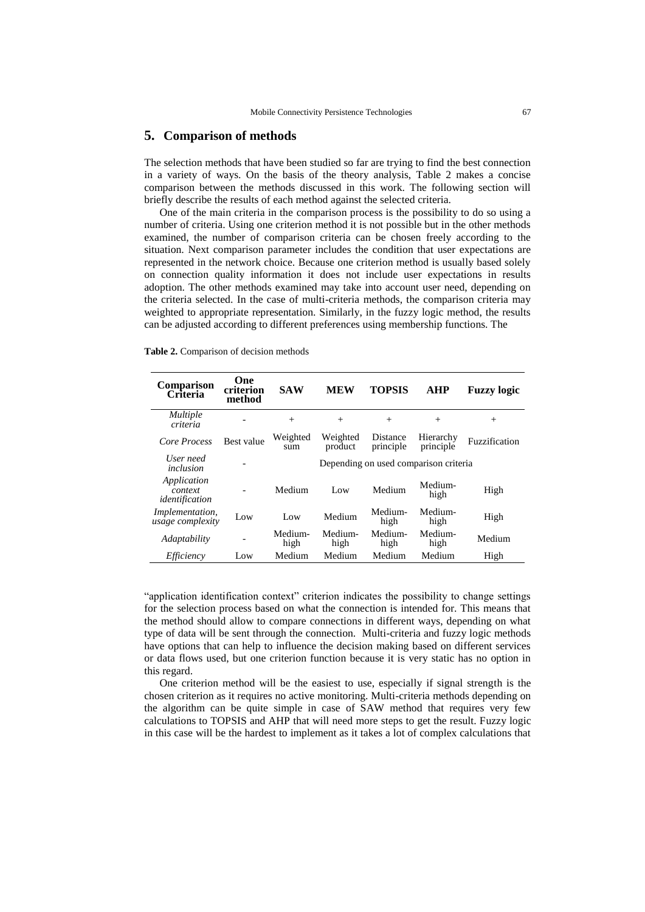## 5. Comparison of methods

The selection methods that have been studied so far are trying to find the best connection in a variety of ways. On the basis of the theory analysis, Table 2 makes a concise comparison between the methods discussed in this work. The following section will briefly describe the results of each method against the selected criteria.

One of the main criteria in the comparison process is the possibility to do so using a number of criteria. Using one criterion method it is not possible but in the other methods examined, the number of comparison criteria can be chosen freely according to the situation. Next comparison parameter includes the condition that user expectations are represented in the network choice. Because one criterion method is usually based solely on connection quality information it does not include user expectations in results adoption. The other methods examined may take into account user need, depending on the criteria selected. In the case of multi-criteria methods, the comparison criteria may weighted to appropriate representation. Similarly, in the fuzzy logic method, the results can be adjusted according to different preferences using membership functions. The

**Table 2.** Comparison of decision methods

| Comparison Criteria | One criterion method | SAW | MEW | TOPSIS | AHP | Fuzzy logic |
|---|---|---|---|---|---|---|
| *Multiple criteria* | - | + | + | + | + | + |
| *Core Process* | Best value | Weighted sum | Weighted product | Distance principle | Hierarchy principle | Fuzzification |
| *User need inclusion* | - | Depending on used comparison criteria | | | | |
| *Application context identification* | - | Medium | Low | Medium | Medium-high | High |
| *Implementation, usage complexity* | Low | Low | Medium | Medium-high | Medium-high | High |
| *Adaptability* | - | Medium-high | Medium-high | Medium-high | Medium-high | Medium |
| *Efficiency* | Low | Medium | Medium | Medium | Medium | High |

"application identification context" criterion indicates the possibility to change settings for the selection process based on what the connection is intended for. This means that the method should allow to compare connections in different ways, depending on what type of data will be sent through the connection. Multi-criteria and fuzzy logic methods have options that can help to influence the decision making based on different services or data flows used, but one criterion function because it is very static has no option in this regard.

One criterion method will be the easiest to use, especially if signal strength is the chosen criterion as it requires no active monitoring. Multi-criteria methods depending on the algorithm can be quite simple in case of SAW method that requires very few calculations to TOPSIS and AHP that will need more steps to get the result. Fuzzy logic in this case will be the hardest to implement as it takes a lot of complex calculations that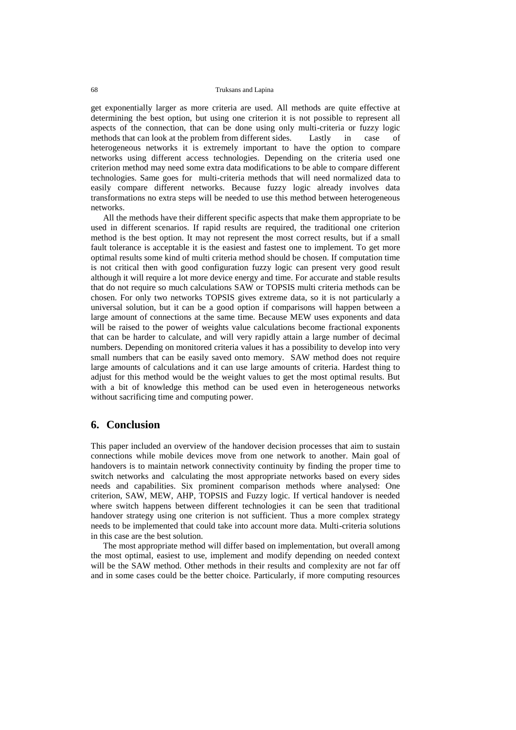get exponentially larger as more criteria are used. All methods are quite effective at determining the best option, but using one criterion it is not possible to represent all aspects of the connection, that can be done using only multi-criteria or fuzzy logic methods that can look at the problem from different sides. Lastly in case of heterogeneous networks it is extremely important to have the option to compare networks using different access technologies. Depending on the criteria used one criterion method may need some extra data modifications to be able to compare different technologies. Same goes for multi-criteria methods that will need normalized data to easily compare different networks. Because fuzzy logic already involves data transformations no extra steps will be needed to use this method between heterogeneous networks.

All the methods have their different specific aspects that make them appropriate to be used in different scenarios. If rapid results are required, the traditional one criterion method is the best option. It may not represent the most correct results, but if a small fault tolerance is acceptable it is the easiest and fastest one to implement. To get more optimal results some kind of multi criteria method should be chosen. If computation time is not critical then with good configuration fuzzy logic can present very good result although it will require a lot more device energy and time. For accurate and stable results that do not require so much calculations SAW or TOPSIS multi criteria methods can be chosen. For only two networks TOPSIS gives extreme data, so it is not particularly a universal solution, but it can be a good option if comparisons will happen between a large amount of connections at the same time. Because MEW uses exponents and data will be raised to the power of weights value calculations become fractional exponents that can be harder to calculate, and will very rapidly attain a large number of decimal numbers. Depending on monitored criteria values it has a possibility to develop into very small numbers that can be easily saved onto memory. SAW method does not require large amounts of calculations and it can use large amounts of criteria. Hardest thing to adjust for this method would be the weight values to get the most optimal results. But with a bit of knowledge this method can be used even in heterogeneous networks without sacrificing time and computing power.

## 6. Conclusion

This paper included an overview of the handover decision processes that aim to sustain connections while mobile devices move from one network to another. Main goal of handovers is to maintain network connectivity continuity by finding the proper time to switch networks and calculating the most appropriate networks based on every sides needs and capabilities. Six prominent comparison methods where analysed: One criterion, SAW, MEW, AHP, TOPSIS and Fuzzy logic. If vertical handover is needed where switch happens between different technologies it can be seen that traditional handover strategy using one criterion is not sufficient. Thus a more complex strategy needs to be implemented that could take into account more data. Multi-criteria solutions in this case are the best solution.

The most appropriate method will differ based on implementation, but overall among the most optimal, easiest to use, implement and modify depending on needed context will be the SAW method. Other methods in their results and complexity are not far off and in some cases could be the better choice. Particularly, if more computing resources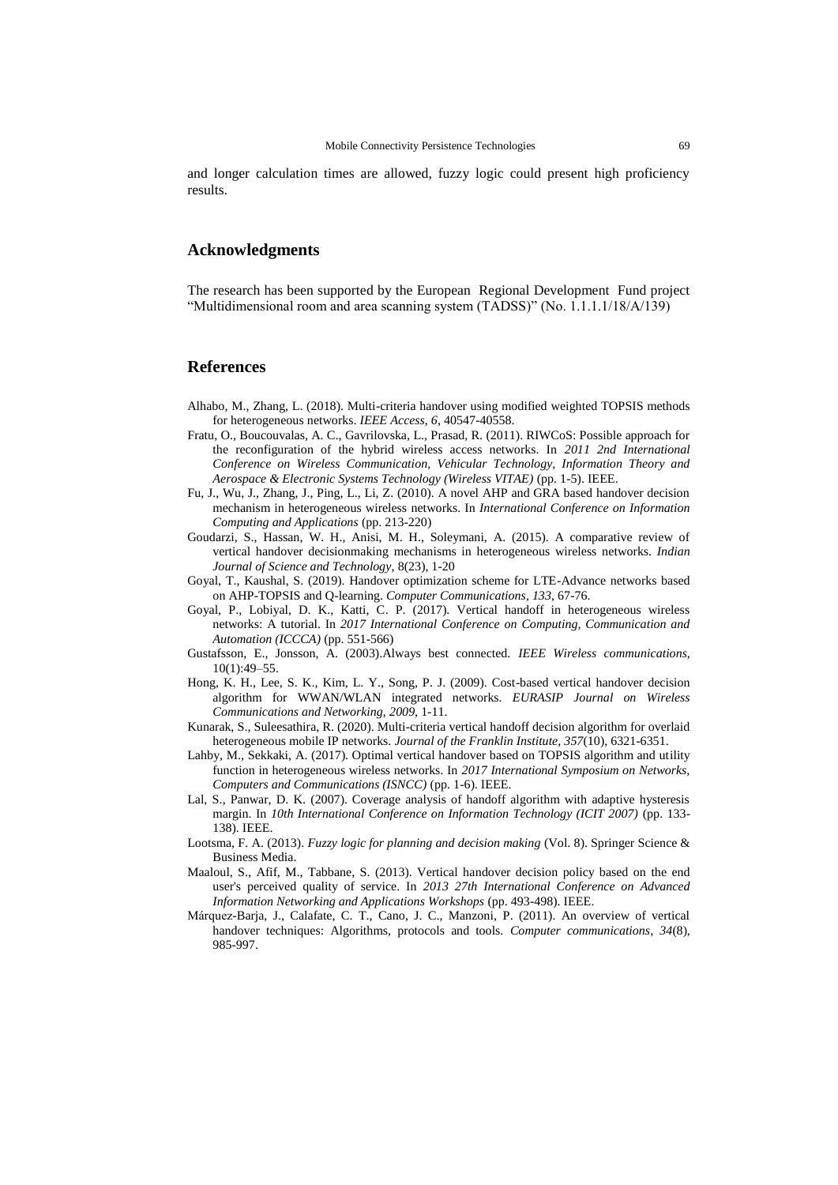and longer calculation times are allowed, fuzzy logic could present high proficiency results.

## Acknowledgments

The research has been supported by the European Regional Development Fund project "Multidimensional room and area scanning system (TADSS)" (No. 1.1.1.1/18/A/139)

## References

Alhabo, M., Zhang, L. (2018). Multi-criteria handover using modified weighted TOPSIS methods for heterogeneous networks. *IEEE Access*, *6*, 40547-40558.

Fratu, O., Boucouvalas, A. C., Gavrilovska, L., Prasad, R. (2011). RIWCoS: Possible approach for the reconfiguration of the hybrid wireless access networks. In *2011 2nd International Conference on Wireless Communication, Vehicular Technology, Information Theory and Aerospace & Electronic Systems Technology (Wireless VITAE)* (pp. 1-5). IEEE.

Fu, J., Wu, J., Zhang, J., Ping, L., Li, Z. (2010). A novel AHP and GRA based handover decision mechanism in heterogeneous wireless networks. In *International Conference on Information Computing and Applications* (pp. 213-220)

Goudarzi, S., Hassan, W. H., Anisi, M. H., Soleymani, A. (2015). A comparative review of vertical handover decisionmaking mechanisms in heterogeneous wireless networks. *Indian Journal of Science and Technology*, 8(23), 1-20

Goyal, T., Kaushal, S. (2019). Handover optimization scheme for LTE-Advance networks based on AHP-TOPSIS and Q-learning. *Computer Communications*, *133*, 67-76.

Goyal, P., Lobiyal, D. K., Katti, C. P. (2017). Vertical handoff in heterogeneous wireless networks: A tutorial. In *2017 International Conference on Computing, Communication and Automation (ICCCA)* (pp. 551-566)

Gustafsson, E., Jonsson, A. (2003).Always best connected. *IEEE Wireless communications*, 10(1):49–55.

Hong, K. H., Lee, S. K., Kim, L. Y., Song, P. J. (2009). Cost-based vertical handover decision algorithm for WWAN/WLAN integrated networks. *EURASIP Journal on Wireless Communications and Networking*, *2009*, 1-11.

Kunarak, S., Suleesathira, R. (2020). Multi-criteria vertical handoff decision algorithm for overlaid heterogeneous mobile IP networks. *Journal of the Franklin Institute*, *357*(10), 6321-6351.

Lahby, M., Sekkaki, A. (2017). Optimal vertical handover based on TOPSIS algorithm and utility function in heterogeneous wireless networks. In *2017 International Symposium on Networks, Computers and Communications (ISNCC)* (pp. 1-6). IEEE.

Lal, S., Panwar, D. K. (2007). Coverage analysis of handoff algorithm with adaptive hysteresis margin. In *10th International Conference on Information Technology (ICIT 2007)* (pp. 133-138). IEEE.

Lootsma, F. A. (2013). *Fuzzy logic for planning and decision making* (Vol. 8). Springer Science & Business Media.

Maaloul, S., Afif, M., Tabbane, S. (2013). Vertical handover decision policy based on the end user's perceived quality of service. In *2013 27th International Conference on Advanced Information Networking and Applications Workshops* (pp. 493-498). IEEE.

Márquez-Barja, J., Calafate, C. T., Cano, J. C., Manzoni, P. (2011). An overview of vertical handover techniques: Algorithms, protocols and tools. *Computer communications*, *34*(8), 985-997.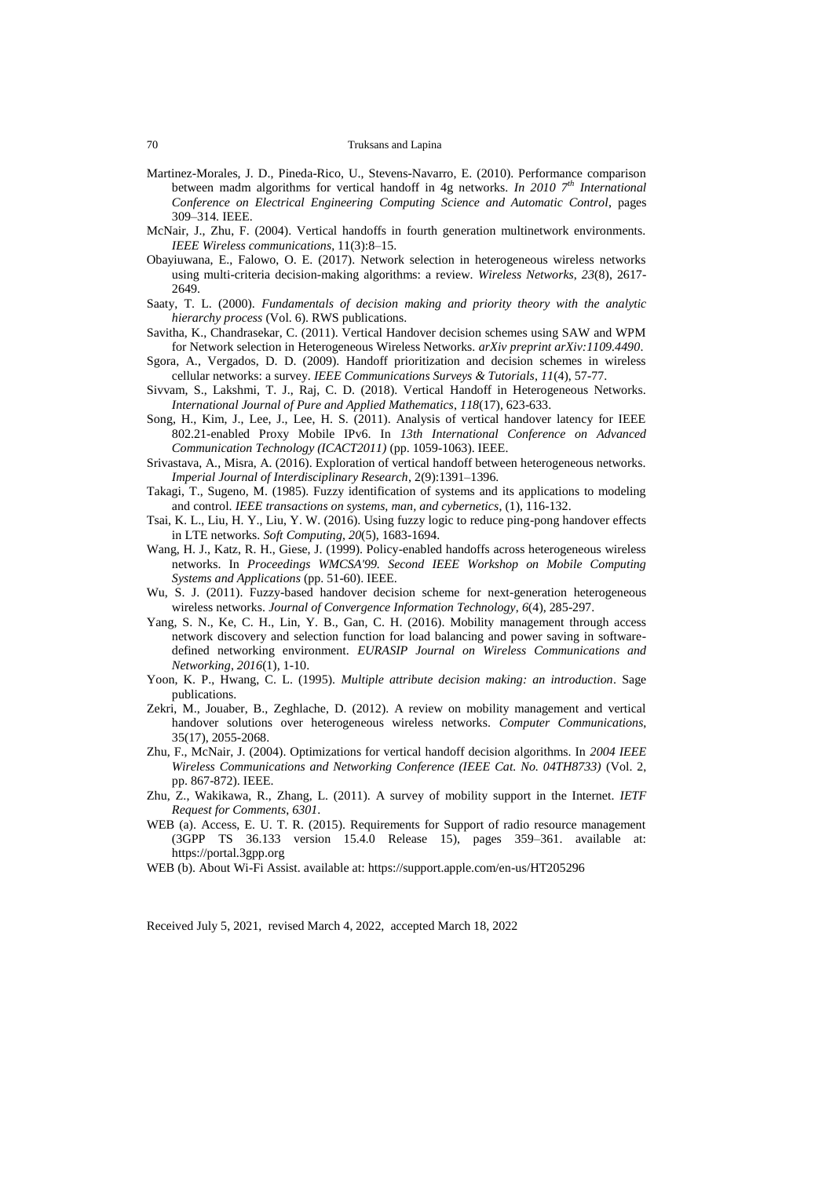Martinez-Morales, J. D., Pineda-Rico, U., Stevens-Navarro, E. (2010). Performance comparison between madm algorithms for vertical handoff in 4g networks. *In 2010 7th International Conference on Electrical Engineering Computing Science and Automatic Control*, pages 309–314. IEEE.

McNair, J., Zhu, F. (2004). Vertical handoffs in fourth generation multinetwork environments. *IEEE Wireless communications*, 11(3):8–15.

Obayiuwana, E., Falowo, O. E. (2017). Network selection in heterogeneous wireless networks using multi-criteria decision-making algorithms: a review. *Wireless Networks*, *23*(8), 2617-2649.

Saaty, T. L. (2000). *Fundamentals of decision making and priority theory with the analytic hierarchy process* (Vol. 6). RWS publications.

Savitha, K., Chandrasekar, C. (2011). Vertical Handover decision schemes using SAW and WPM for Network selection in Heterogeneous Wireless Networks. *arXiv preprint arXiv:1109.4490*.

Sgora, A., Vergados, D. D. (2009). Handoff prioritization and decision schemes in wireless cellular networks: a survey. *IEEE Communications Surveys & Tutorials*, *11*(4), 57-77.

Sivvam, S., Lakshmi, T. J., Raj, C. D. (2018). Vertical Handoff in Heterogeneous Networks. *International Journal of Pure and Applied Mathematics*, *118*(17), 623-633.

Song, H., Kim, J., Lee, J., Lee, H. S. (2011). Analysis of vertical handover latency for IEEE 802.21-enabled Proxy Mobile IPv6. In *13th International Conference on Advanced Communication Technology (ICACT2011)* (pp. 1059-1063). IEEE.

Srivastava, A., Misra, A. (2016). Exploration of vertical handoff between heterogeneous networks. *Imperial Journal of Interdisciplinary Research*, 2(9):1391–1396.

Takagi, T., Sugeno, M. (1985). Fuzzy identification of systems and its applications to modeling and control. *IEEE transactions on systems, man, and cybernetics*, (1), 116-132.

Tsai, K. L., Liu, H. Y., Liu, Y. W. (2016). Using fuzzy logic to reduce ping-pong handover effects in LTE networks. *Soft Computing*, *20*(5), 1683-1694.

Wang, H. J., Katz, R. H., Giese, J. (1999). Policy-enabled handoffs across heterogeneous wireless networks. In *Proceedings WMCSA'99. Second IEEE Workshop on Mobile Computing Systems and Applications* (pp. 51-60). IEEE.

Wu, S. J. (2011). Fuzzy-based handover decision scheme for next-generation heterogeneous wireless networks. *Journal of Convergence Information Technology*, *6*(4), 285-297.

Yang, S. N., Ke, C. H., Lin, Y. B., Gan, C. H. (2016). Mobility management through access network discovery and selection function for load balancing and power saving in software-defined networking environment. *EURASIP Journal on Wireless Communications and Networking*, *2016*(1), 1-10.

Yoon, K. P., Hwang, C. L. (1995). *Multiple attribute decision making: an introduction*. Sage publications.

Zekri, M., Jouaber, B., Zeghlache, D. (2012). A review on mobility management and vertical handover solutions over heterogeneous wireless networks. *Computer Communications*, 35(17), 2055-2068.

Zhu, F., McNair, J. (2004). Optimizations for vertical handoff decision algorithms. In *2004 IEEE Wireless Communications and Networking Conference (IEEE Cat. No. 04TH8733)* (Vol. 2, pp. 867-872). IEEE.

Zhu, Z., Wakikawa, R., Zhang, L. (2011). A survey of mobility support in the Internet. *IETF Request for Comments*, *6301*.

WEB (a). Access, E. U. T. R. (2015). Requirements for Support of radio resource management (3GPP TS 36.133 version 15.4.0 Release 15), pages 359–361. available at: https://portal.3gpp.org

WEB (b). About Wi-Fi Assist. available at: https://support.apple.com/en-us/HT205296

Received July 5, 2021, revised March 4, 2022, accepted March 18, 2022